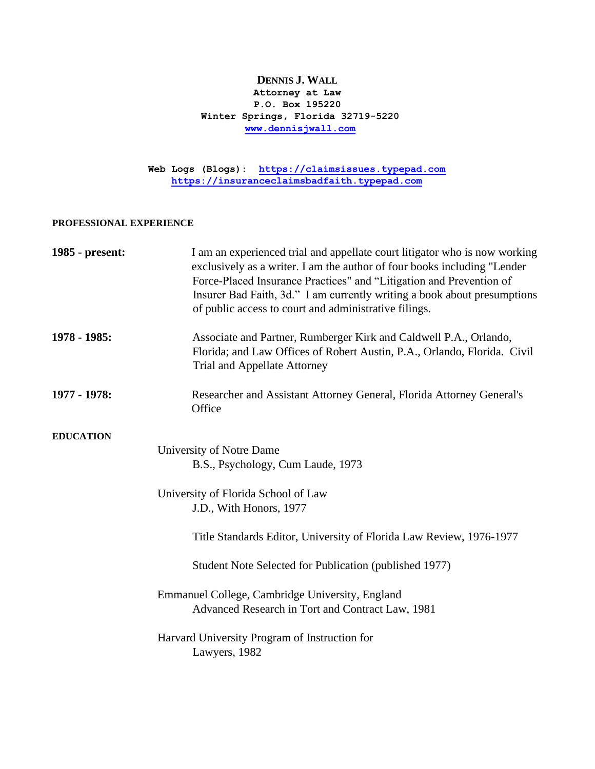# DENNIS J. WALL

**Attorney at Law**
**P.O. Box 195220**
**Winter Springs, Florida 32719-5220**
**www.dennisjwall.com**

**Web Logs (Blogs): https://claimsissues.typepad.com**
**https://insuranceclaimsbadfaith.typepad.com**

## PROFESSIONAL EXPERIENCE

**1985 - present:** I am an experienced trial and appellate court litigator who is now working exclusively as a writer. I am the author of four books including "Lender Force-Placed Insurance Practices" and "Litigation and Prevention of Insurer Bad Faith, 3d." I am currently writing a book about presumptions of public access to court and administrative filings.

**1978 - 1985:** Associate and Partner, Rumberger Kirk and Caldwell P.A., Orlando, Florida; and Law Offices of Robert Austin, P.A., Orlando, Florida. Civil Trial and Appellate Attorney

**1977 - 1978:** Researcher and Assistant Attorney General, Florida Attorney General's Office

## EDUCATION

University of Notre Dame
B.S., Psychology, Cum Laude, 1973

University of Florida School of Law
J.D., With Honors, 1977

Title Standards Editor, University of Florida Law Review, 1976-1977

Student Note Selected for Publication (published 1977)

Emmanuel College, Cambridge University, England
Advanced Research in Tort and Contract Law, 1981

Harvard University Program of Instruction for Lawyers, 1982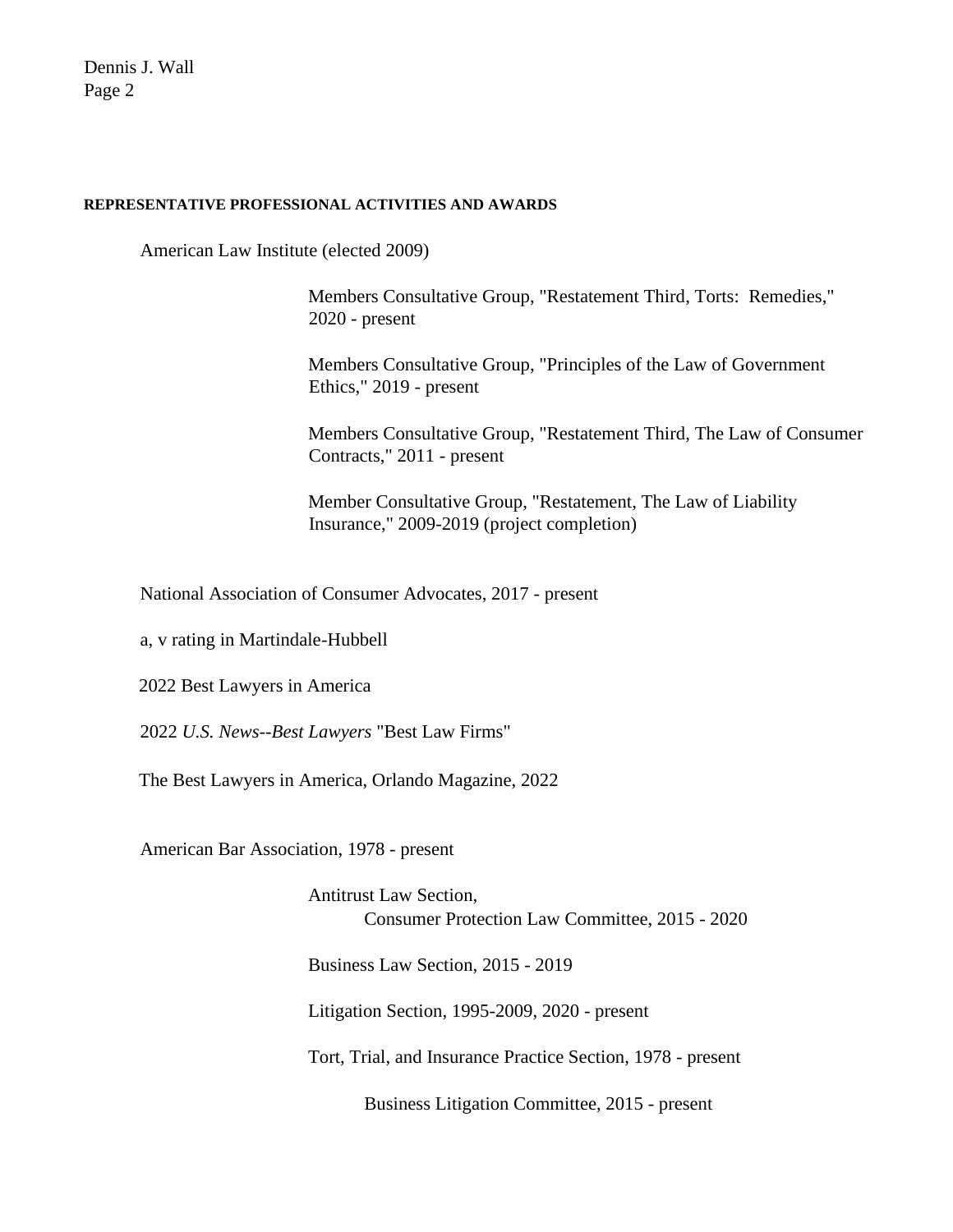**REPRESENTATIVE PROFESSIONAL ACTIVITIES AND AWARDS**

American Law Institute (elected 2009)

> Members Consultative Group, "Restatement Third, Torts: Remedies," 2020 - present
>
> Members Consultative Group, "Principles of the Law of Government Ethics," 2019 - present
>
> Members Consultative Group, "Restatement Third, The Law of Consumer Contracts," 2011 - present
>
> Member Consultative Group, "Restatement, The Law of Liability Insurance," 2009-2019 (project completion)

National Association of Consumer Advocates, 2017 - present

a, v rating in Martindale-Hubbell

2022 Best Lawyers in America

2022 *U.S. News--Best Lawyers* "Best Law Firms"

The Best Lawyers in America, Orlando Magazine, 2022

American Bar Association, 1978 - present

> Antitrust Law Section,
> > Consumer Protection Law Committee, 2015 - 2020
>
> Business Law Section, 2015 - 2019
>
> Litigation Section, 1995-2009, 2020 - present
>
> Tort, Trial, and Insurance Practice Section, 1978 - present
>
> > Business Litigation Committee, 2015 - present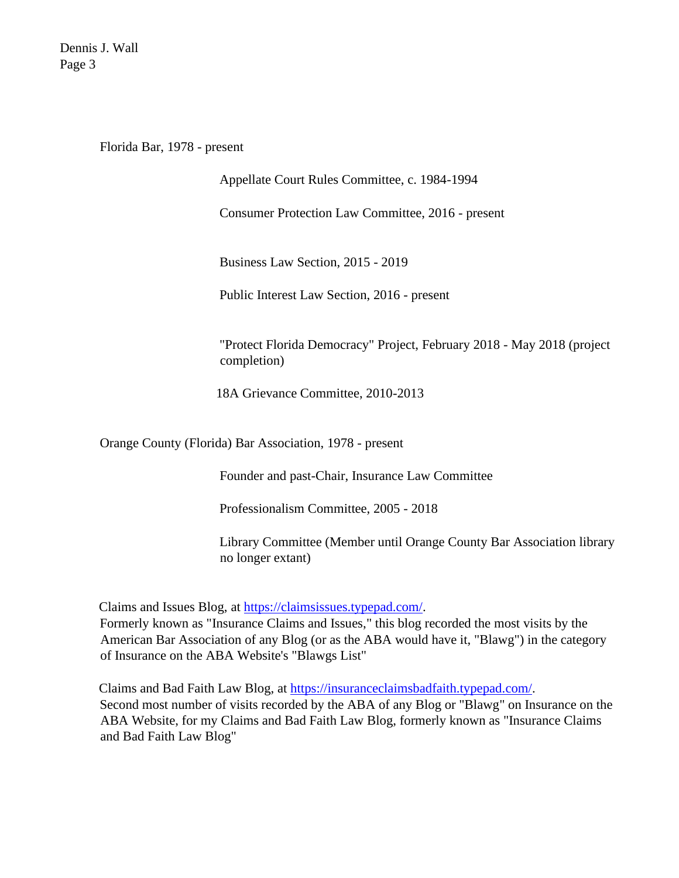Florida Bar, 1978 - present

- Appellate Court Rules Committee, c. 1984-1994
- Consumer Protection Law Committee, 2016 - present
- Business Law Section, 2015 - 2019
- Public Interest Law Section, 2016 - present
- "Protect Florida Democracy" Project, February 2018 - May 2018 (project completion)
- 18A Grievance Committee, 2010-2013

Orange County (Florida) Bar Association, 1978 - present

- Founder and past-Chair, Insurance Law Committee
- Professionalism Committee, 2005 - 2018
- Library Committee (Member until Orange County Bar Association library no longer extant)

Claims and Issues Blog, at https://claimsissues.typepad.com/.
Formerly known as "Insurance Claims and Issues," this blog recorded the most visits by the American Bar Association of any Blog (or as the ABA would have it, "Blawg") in the category of Insurance on the ABA Website's "Blawgs List"

Claims and Bad Faith Law Blog, at https://insuranceclaimsbadfaith.typepad.com/.
Second most number of visits recorded by the ABA of any Blog or "Blawg" on Insurance on the ABA Website, for my Claims and Bad Faith Law Blog, formerly known as "Insurance Claims and Bad Faith Law Blog"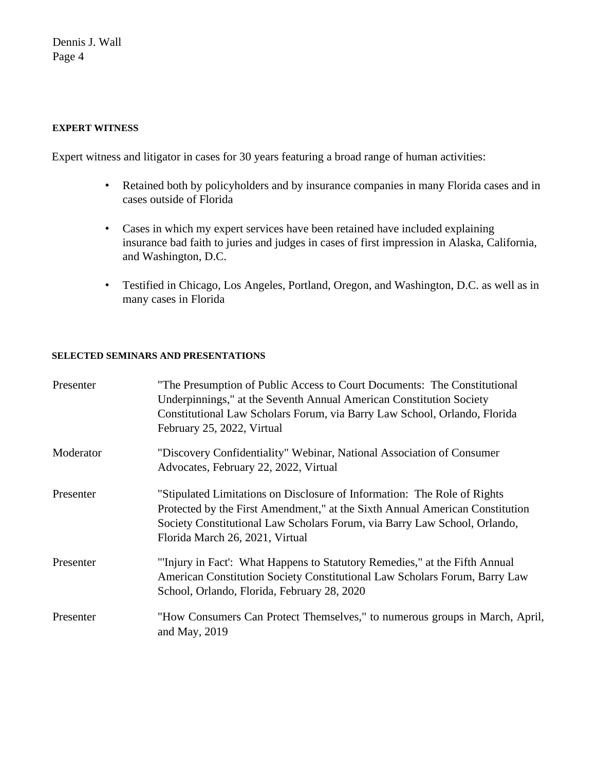#### EXPERT WITNESS

Expert witness and litigator in cases for 30 years featuring a broad range of human activities:

- Retained both by policyholders and by insurance companies in many Florida cases and in cases outside of Florida
- Cases in which my expert services have been retained have included explaining insurance bad faith to juries and judges in cases of first impression in Alaska, California, and Washington, D.C.
- Testified in Chicago, Los Angeles, Portland, Oregon, and Washington, D.C. as well as in many cases in Florida

#### SELECTED SEMINARS AND PRESENTATIONS

| | |
|---|---|
| Presenter | "The Presumption of Public Access to Court Documents: The Constitutional Underpinnings," at the Seventh Annual American Constitution Society Constitutional Law Scholars Forum, via Barry Law School, Orlando, Florida February 25, 2022, Virtual |
| Moderator | "Discovery Confidentiality" Webinar, National Association of Consumer Advocates, February 22, 2022, Virtual |
| Presenter | "Stipulated Limitations on Disclosure of Information: The Role of Rights Protected by the First Amendment," at the Sixth Annual American Constitution Society Constitutional Law Scholars Forum, via Barry Law School, Orlando, Florida March 26, 2021, Virtual |
| Presenter | "'Injury in Fact': What Happens to Statutory Remedies," at the Fifth Annual American Constitution Society Constitutional Law Scholars Forum, Barry Law School, Orlando, Florida, February 28, 2020 |
| Presenter | "How Consumers Can Protect Themselves," to numerous groups in March, April, and May, 2019 |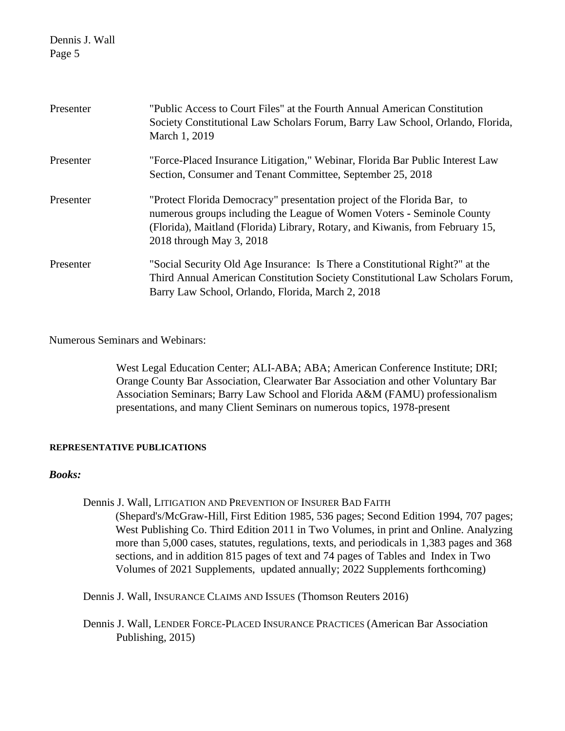| | |
|---|---|
| Presenter | "Public Access to Court Files" at the Fourth Annual American Constitution Society Constitutional Law Scholars Forum, Barry Law School, Orlando, Florida, March 1, 2019 |
| Presenter | "Force-Placed Insurance Litigation," Webinar, Florida Bar Public Interest Law Section, Consumer and Tenant Committee, September 25, 2018 |
| Presenter | "Protect Florida Democracy" presentation project of the Florida Bar, to numerous groups including the League of Women Voters - Seminole County (Florida), Maitland (Florida) Library, Rotary, and Kiwanis, from February 15, 2018 through May 3, 2018 |
| Presenter | "Social Security Old Age Insurance: Is There a Constitutional Right?" at the Third Annual American Constitution Society Constitutional Law Scholars Forum, Barry Law School, Orlando, Florida, March 2, 2018 |

Numerous Seminars and Webinars:

West Legal Education Center; ALI-ABA; ABA; American Conference Institute; DRI; Orange County Bar Association, Clearwater Bar Association and other Voluntary Bar Association Seminars; Barry Law School and Florida A&M (FAMU) professionalism presentations, and many Client Seminars on numerous topics, 1978-present

**REPRESENTATIVE PUBLICATIONS**

***Books:***

Dennis J. Wall, LITIGATION AND PREVENTION OF INSURER BAD FAITH (Shepard's/McGraw-Hill, First Edition 1985, 536 pages; Second Edition 1994, 707 pages; West Publishing Co. Third Edition 2011 in Two Volumes, in print and Online. Analyzing more than 5,000 cases, statutes, regulations, texts, and periodicals in 1,383 pages and 368 sections, and in addition 815 pages of text and 74 pages of Tables and Index in Two Volumes of 2021 Supplements, updated annually; 2022 Supplements forthcoming)

Dennis J. Wall, INSURANCE CLAIMS AND ISSUES (Thomson Reuters 2016)

Dennis J. Wall, LENDER FORCE-PLACED INSURANCE PRACTICES (American Bar Association Publishing, 2015)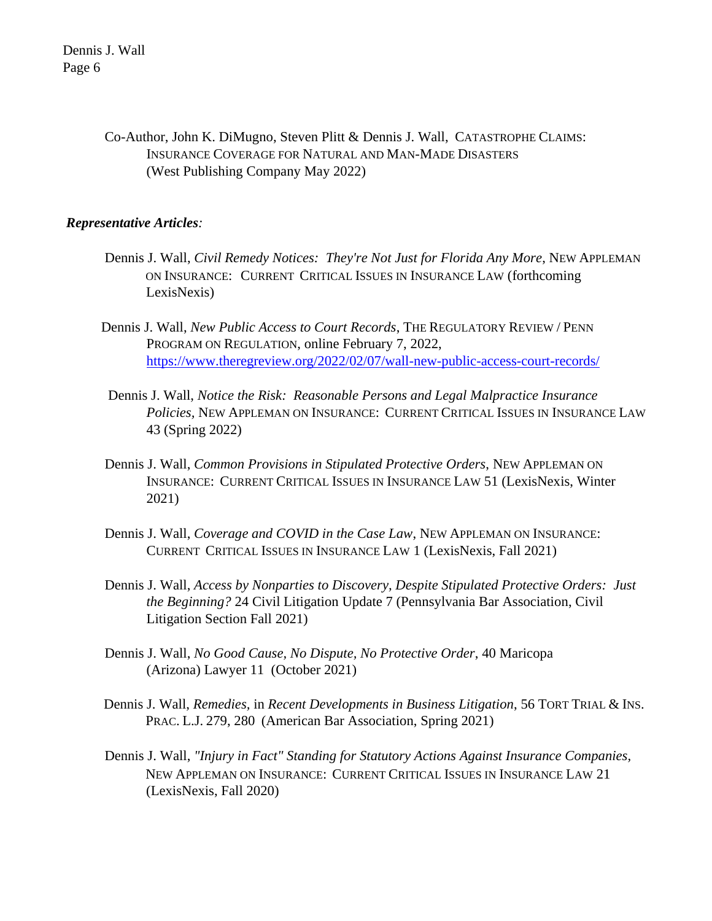Co-Author, John K. DiMugno, Steven Plitt & Dennis J. Wall, CATASTROPHE CLAIMS: INSURANCE COVERAGE FOR NATURAL AND MAN-MADE DISASTERS (West Publishing Company May 2022)

***Representative Articles:***

Dennis J. Wall, *Civil Remedy Notices: They're Not Just for Florida Any More*, NEW APPLEMAN ON INSURANCE: CURRENT CRITICAL ISSUES IN INSURANCE LAW (forthcoming LexisNexis)

Dennis J. Wall, *New Public Access to Court Records*, THE REGULATORY REVIEW / PENN PROGRAM ON REGULATION, online February 7, 2022, https://www.theregreview.org/2022/02/07/wall-new-public-access-court-records/

Dennis J. Wall, *Notice the Risk: Reasonable Persons and Legal Malpractice Insurance Policies*, NEW APPLEMAN ON INSURANCE: CURRENT CRITICAL ISSUES IN INSURANCE LAW 43 (Spring 2022)

Dennis J. Wall, *Common Provisions in Stipulated Protective Orders*, NEW APPLEMAN ON INSURANCE: CURRENT CRITICAL ISSUES IN INSURANCE LAW 51 (LexisNexis, Winter 2021)

Dennis J. Wall, *Coverage and COVID in the Case Law*, NEW APPLEMAN ON INSURANCE: CURRENT CRITICAL ISSUES IN INSURANCE LAW 1 (LexisNexis, Fall 2021)

Dennis J. Wall, *Access by Nonparties to Discovery, Despite Stipulated Protective Orders: Just the Beginning?* 24 Civil Litigation Update 7 (Pennsylvania Bar Association, Civil Litigation Section Fall 2021)

Dennis J. Wall, *No Good Cause, No Dispute, No Protective Order*, 40 Maricopa (Arizona) Lawyer 11 (October 2021)

Dennis J. Wall, *Remedies*, in *Recent Developments in Business Litigation*, 56 TORT TRIAL & INS. PRAC. L.J. 279, 280 (American Bar Association, Spring 2021)

Dennis J. Wall, *"Injury in Fact" Standing for Statutory Actions Against Insurance Companies*, NEW APPLEMAN ON INSURANCE: CURRENT CRITICAL ISSUES IN INSURANCE LAW 21 (LexisNexis, Fall 2020)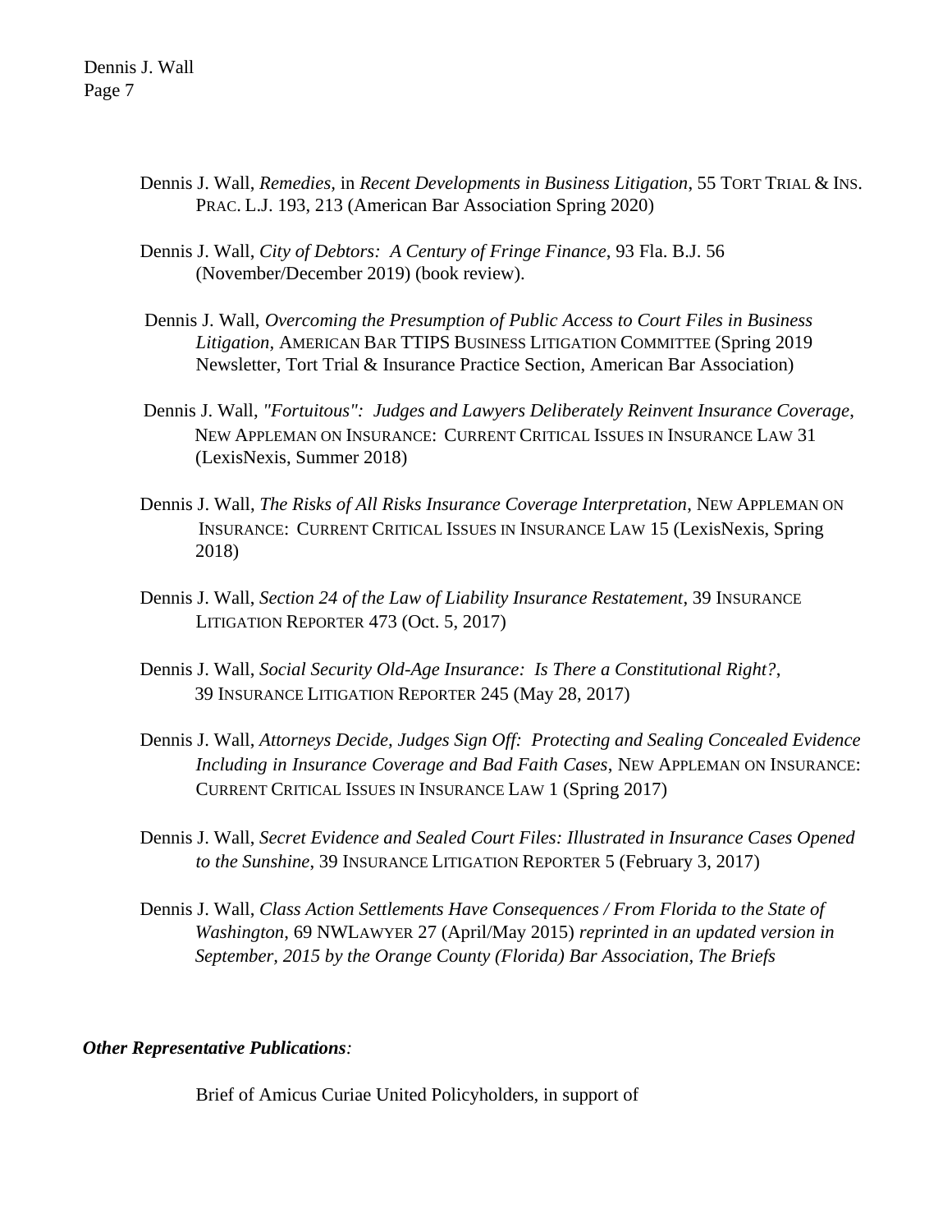Dennis J. Wall, *Remedies*, in *Recent Developments in Business Litigation*, 55 TORT TRIAL & INS. PRAC. L.J. 193, 213 (American Bar Association Spring 2020)

Dennis J. Wall, *City of Debtors: A Century of Fringe Finance*, 93 Fla. B.J. 56 (November/December 2019) (book review).

Dennis J. Wall, *Overcoming the Presumption of Public Access to Court Files in Business Litigation*, AMERICAN BAR TTIPS BUSINESS LITIGATION COMMITTEE (Spring 2019 Newsletter, Tort Trial & Insurance Practice Section, American Bar Association)

Dennis J. Wall, *"Fortuitous": Judges and Lawyers Deliberately Reinvent Insurance Coverage*, NEW APPLEMAN ON INSURANCE: CURRENT CRITICAL ISSUES IN INSURANCE LAW 31 (LexisNexis, Summer 2018)

Dennis J. Wall, *The Risks of All Risks Insurance Coverage Interpretation*, NEW APPLEMAN ON INSURANCE: CURRENT CRITICAL ISSUES IN INSURANCE LAW 15 (LexisNexis, Spring 2018)

Dennis J. Wall, *Section 24 of the Law of Liability Insurance Restatement*, 39 INSURANCE LITIGATION REPORTER 473 (Oct. 5, 2017)

Dennis J. Wall, *Social Security Old-Age Insurance: Is There a Constitutional Right?*, 39 INSURANCE LITIGATION REPORTER 245 (May 28, 2017)

Dennis J. Wall, *Attorneys Decide, Judges Sign Off: Protecting and Sealing Concealed Evidence Including in Insurance Coverage and Bad Faith Cases*, NEW APPLEMAN ON INSURANCE: CURRENT CRITICAL ISSUES IN INSURANCE LAW 1 (Spring 2017)

Dennis J. Wall, *Secret Evidence and Sealed Court Files: Illustrated in Insurance Cases Opened to the Sunshine*, 39 INSURANCE LITIGATION REPORTER 5 (February 3, 2017)

Dennis J. Wall, *Class Action Settlements Have Consequences / From Florida to the State of Washington*, 69 NWLAWYER 27 (April/May 2015) *reprinted in an updated version in September, 2015 by the Orange County (Florida) Bar Association, The Briefs*

***Other Representative Publications**:*

Brief of Amicus Curiae United Policyholders, in support of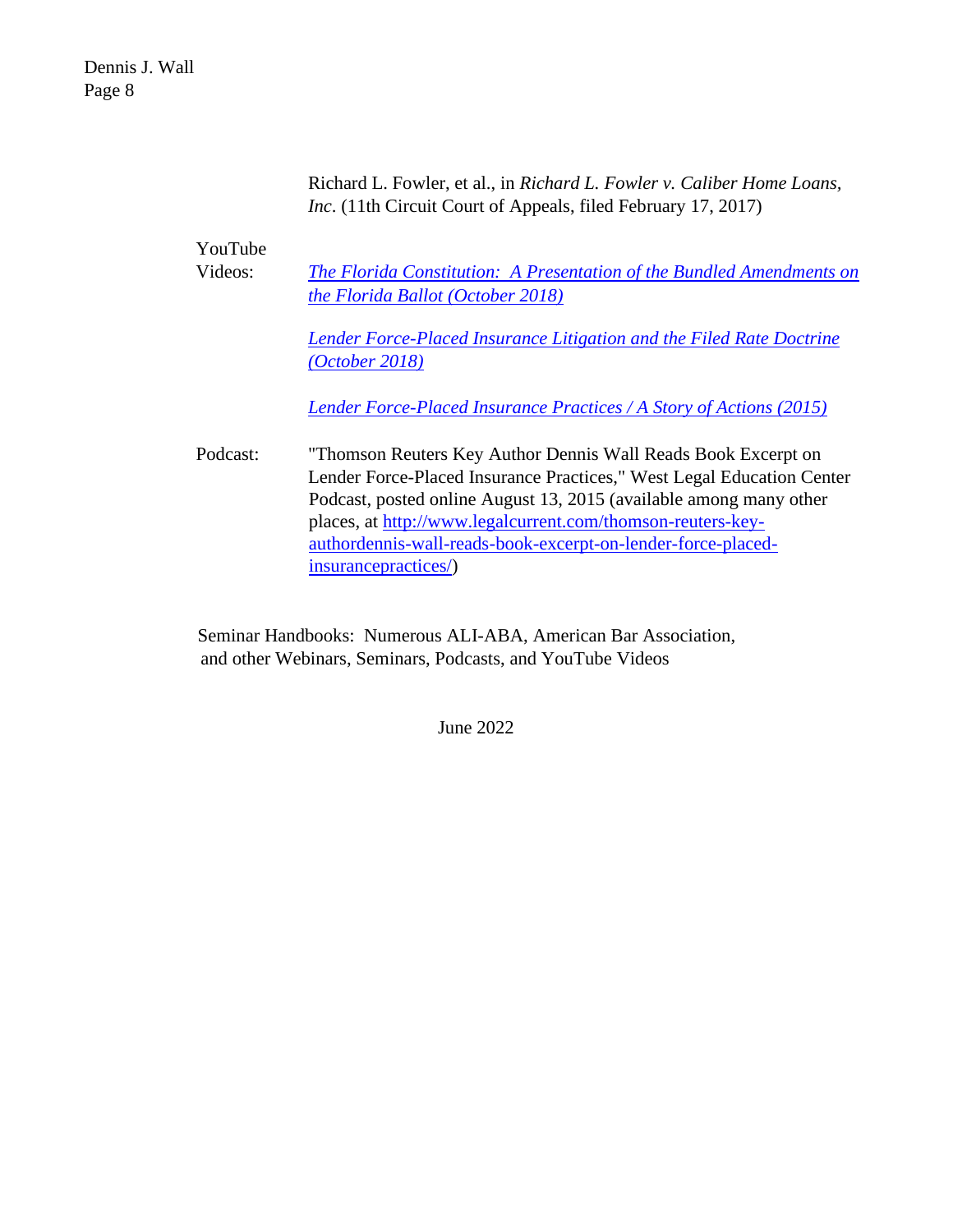Richard L. Fowler, et al., in *Richard L. Fowler v. Caliber Home Loans, Inc*. (11th Circuit Court of Appeals, filed February 17, 2017)

YouTube Videos: *The Florida Constitution: A Presentation of the Bundled Amendments on the Florida Ballot (October 2018)*

*Lender Force-Placed Insurance Litigation and the Filed Rate Doctrine (October 2018)*

*Lender Force-Placed Insurance Practices / A Story of Actions (2015)*

Podcast: "Thomson Reuters Key Author Dennis Wall Reads Book Excerpt on Lender Force-Placed Insurance Practices," West Legal Education Center Podcast, posted online August 13, 2015 (available among many other places, at http://www.legalcurrent.com/thomson-reuters-key-authordennis-wall-reads-book-excerpt-on-lender-force-placed-insurancepractices/)

Seminar Handbooks: Numerous ALI-ABA, American Bar Association, and other Webinars, Seminars, Podcasts, and YouTube Videos

June 2022